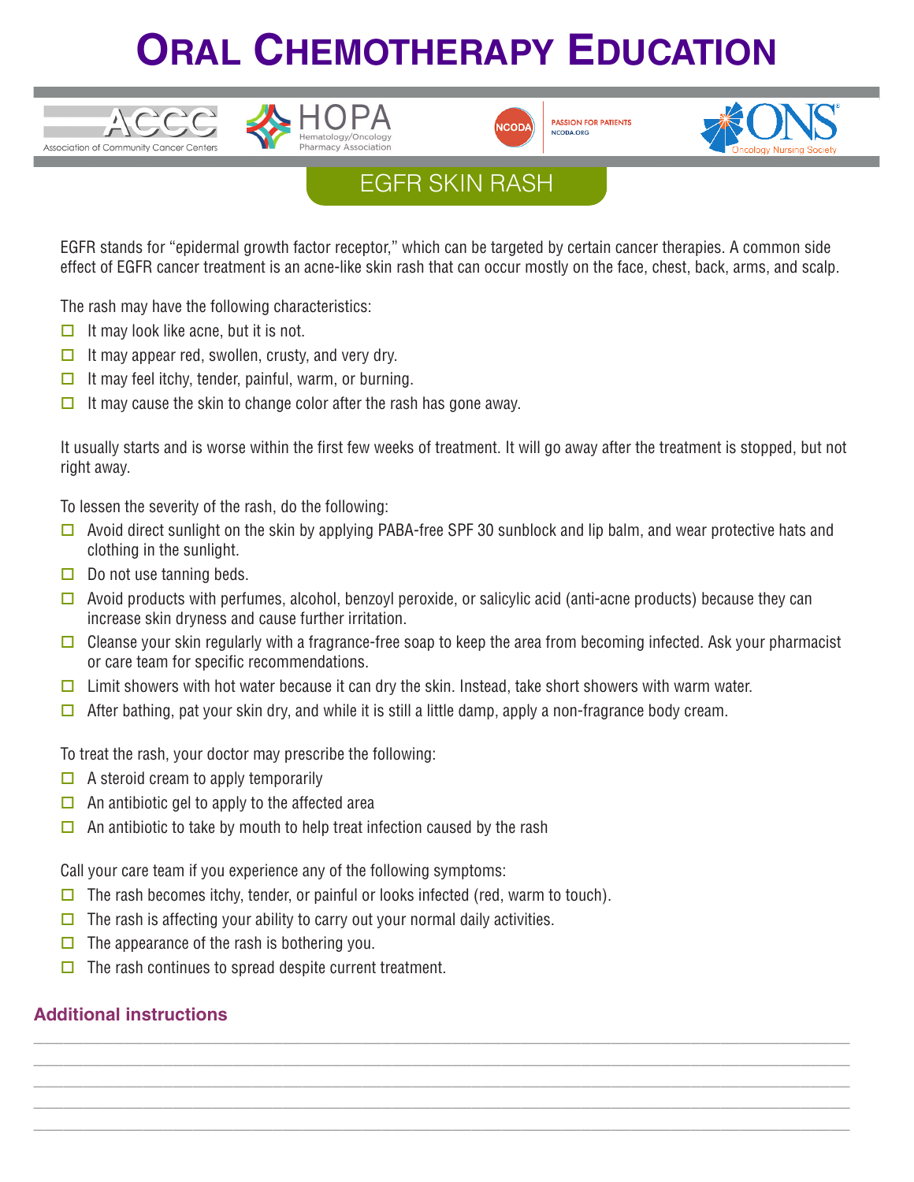# Oral Chemotherapy Education

ACCC — Association of Community Cancer Centers | HOPA — Hematology/Oncology Pharmacy Association | NCODA — Passion for Patients — NCODA.ORG | ONS — Oncology Nursing Society

## EGFR SKIN RASH

EGFR stands for "epidermal growth factor receptor," which can be targeted by certain cancer therapies. A common side effect of EGFR cancer treatment is an acne-like skin rash that can occur mostly on the face, chest, back, arms, and scalp.

The rash may have the following characteristics:

- ☐ It may look like acne, but it is not.
- ☐ It may appear red, swollen, crusty, and very dry.
- ☐ It may feel itchy, tender, painful, warm, or burning.
- ☐ It may cause the skin to change color after the rash has gone away.

It usually starts and is worse within the first few weeks of treatment. It will go away after the treatment is stopped, but not right away.

To lessen the severity of the rash, do the following:

- ☐ Avoid direct sunlight on the skin by applying PABA-free SPF 30 sunblock and lip balm, and wear protective hats and clothing in the sunlight.
- ☐ Do not use tanning beds.
- ☐ Avoid products with perfumes, alcohol, benzoyl peroxide, or salicylic acid (anti-acne products) because they can increase skin dryness and cause further irritation.
- ☐ Cleanse your skin regularly with a fragrance-free soap to keep the area from becoming infected. Ask your pharmacist or care team for specific recommendations.
- ☐ Limit showers with hot water because it can dry the skin. Instead, take short showers with warm water.
- ☐ After bathing, pat your skin dry, and while it is still a little damp, apply a non-fragrance body cream.

To treat the rash, your doctor may prescribe the following:

- ☐ A steroid cream to apply temporarily
- ☐ An antibiotic gel to apply to the affected area
- ☐ An antibiotic to take by mouth to help treat infection caused by the rash

Call your care team if you experience any of the following symptoms:

- ☐ The rash becomes itchy, tender, or painful or looks infected (red, warm to touch).
- ☐ The rash is affecting your ability to carry out your normal daily activities.
- ☐ The appearance of the rash is bothering you.
- ☐ The rash continues to spread despite current treatment.

### Additional instructions

______________________________________________________________________________

______________________________________________________________________________

______________________________________________________________________________

______________________________________________________________________________

______________________________________________________________________________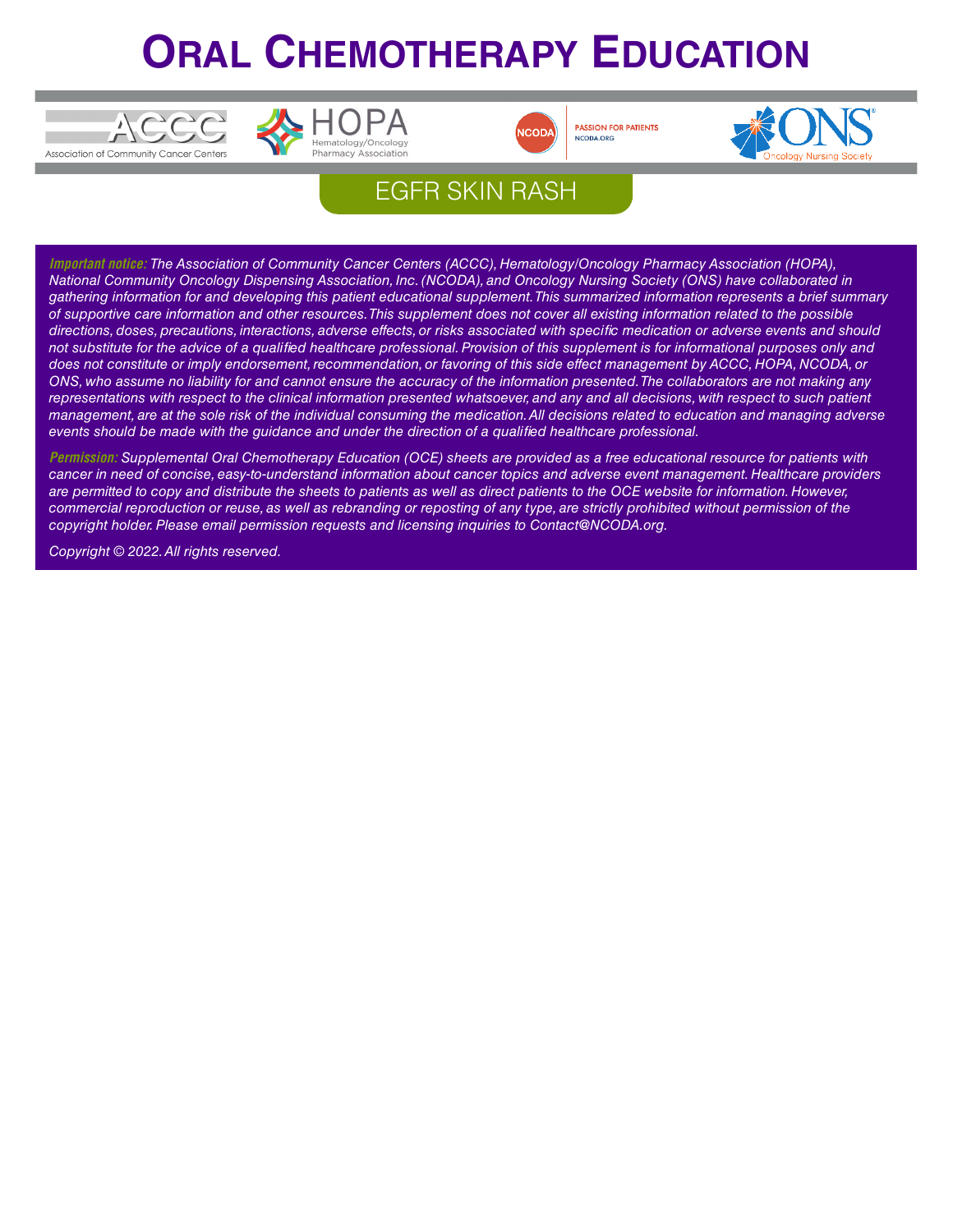# Oral Chemotherapy Education

ACCC Association of Community Cancer Centers | HOPA Hematology/Oncology Pharmacy Association | NCODA PASSION FOR PATIENTS NCODA.ORG | ONS Oncology Nursing Society

## EGFR SKIN RASH

***Important notice:*** *The Association of Community Cancer Centers (ACCC), Hematology/Oncology Pharmacy Association (HOPA), National Community Oncology Dispensing Association, Inc. (NCODA), and Oncology Nursing Society (ONS) have collaborated in gathering information for and developing this patient educational supplement. This summarized information represents a brief summary of supportive care information and other resources. This supplement does not cover all existing information related to the possible directions, doses, precautions, interactions, adverse effects, or risks associated with specific medication or adverse events and should not substitute for the advice of a qualified healthcare professional. Provision of this supplement is for informational purposes only and does not constitute or imply endorsement, recommendation, or favoring of this side effect management by ACCC, HOPA, NCODA, or ONS, who assume no liability for and cannot ensure the accuracy of the information presented. The collaborators are not making any representations with respect to the clinical information presented whatsoever, and any and all decisions, with respect to such patient management, are at the sole risk of the individual consuming the medication. All decisions related to education and managing adverse events should be made with the guidance and under the direction of a qualified healthcare professional.*

***Permission:*** *Supplemental Oral Chemotherapy Education (OCE) sheets are provided as a free educational resource for patients with cancer in need of concise, easy-to-understand information about cancer topics and adverse event management. Healthcare providers are permitted to copy and distribute the sheets to patients as well as direct patients to the OCE website for information. However, commercial reproduction or reuse, as well as rebranding or reposting of any type, are strictly prohibited without permission of the copyright holder. Please email permission requests and licensing inquiries to Contact@NCODA.org.*

*Copyright © 2022. All rights reserved.*